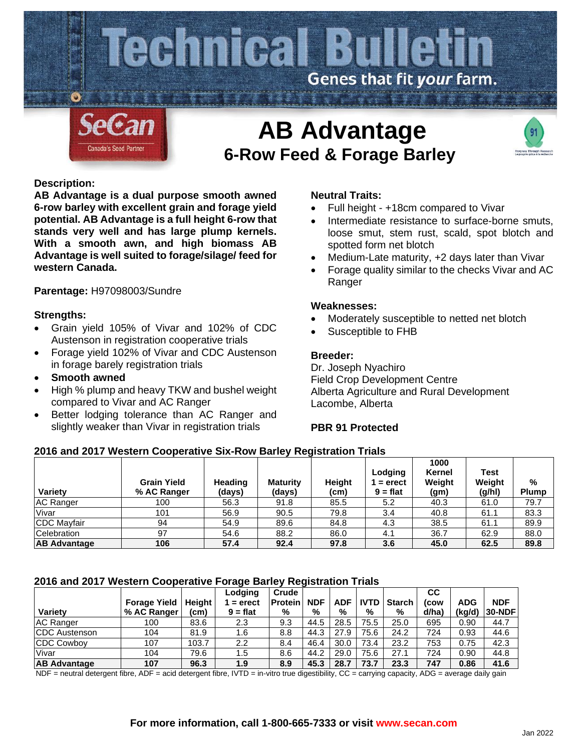# Technical Bulletin

Genes that fit *your* farm.

SeCan — Canada's Seed Partner

# AB Advantage

## 6-Row Feed & Forage Barley

**Description:**

**AB Advantage is a dual purpose smooth awned 6-row barley with excellent grain and forage yield potential. AB Advantage is a full height 6-row that stands very well and has large plump kernels. With a smooth awn, and high biomass AB Advantage is well suited to forage/silage/ feed for western Canada.**

**Parentage:** H97098003/Sundre

**Strengths:**

- Grain yield 105% of Vivar and 102% of CDC Austenson in registration cooperative trials
- Forage yield 102% of Vivar and CDC Austenson in forage barely registration trials
- **Smooth awned**
- High % plump and heavy TKW and bushel weight compared to Vivar and AC Ranger
- Better lodging tolerance than AC Ranger and slightly weaker than Vivar in registration trials

**Neutral Traits:**

- Full height - +18cm compared to Vivar
- Intermediate resistance to surface-borne smuts, loose smut, stem rust, scald, spot blotch and spotted form net blotch
- Medium-Late maturity, +2 days later than Vivar
- Forage quality similar to the checks Vivar and AC Ranger

**Weaknesses:**

- Moderately susceptible to netted net blotch
- Susceptible to FHB

**Breeder:**

Dr. Joseph Nyachiro
Field Crop Development Centre
Alberta Agriculture and Rural Development
Lacombe, Alberta

**PBR 91 Protected**

**2016 and 2017 Western Cooperative Six-Row Barley Registration Trials**

| Variety | Grain Yield % AC Ranger | Heading (days) | Maturity (days) | Height (cm) | Lodging 1 = erect 9 = flat | 1000 Kernel Weight (gm) | Test Weight (g/hl) | % Plump |
|---|---|---|---|---|---|---|---|---|
| AC Ranger | 100 | 56.3 | 91.8 | 85.5 | 5.2 | 40.3 | 61.0 | 79.7 |
| Vivar | 101 | 56.9 | 90.5 | 79.8 | 3.4 | 40.8 | 61.1 | 83.3 |
| CDC Mayfair | 94 | 54.9 | 89.6 | 84.8 | 4.3 | 38.5 | 61.1 | 89.9 |
| Celebration | 97 | 54.6 | 88.2 | 86.0 | 4.1 | 36.7 | 62.9 | 88.0 |
| **AB Advantage** | **106** | **57.4** | **92.4** | **97.8** | **3.6** | **45.0** | **62.5** | **89.8** |

**2016 and 2017 Western Cooperative Forage Barley Registration Trials**

| Variety | Forage Yield % AC Ranger | Height (cm) | Lodging 1 = erect 9 = flat | Crude Protein % | NDF % | ADF % | IVTD % | Starch % | CC (cow d/ha) | ADG (kg/d) | NDF 30-NDF |
|---|---|---|---|---|---|---|---|---|---|---|---|
| AC Ranger | 100 | 83.6 | 2.3 | 9.3 | 44.5 | 28.5 | 75.5 | 25.0 | 695 | 0.90 | 44.7 |
| CDC Austenson | 104 | 81.9 | 1.6 | 8.8 | 44.3 | 27.9 | 75.6 | 24.2 | 724 | 0.93 | 44.6 |
| CDC Cowboy | 107 | 103.7 | 2.2 | 8.4 | 46.4 | 30.0 | 73.4 | 23.2 | 753 | 0.75 | 42.3 |
| Vivar | 104 | 79.6 | 1.5 | 8.6 | 44.2 | 29.0 | 75.6 | 27.1 | 724 | 0.90 | 44.8 |
| **AB Advantage** | **107** | **96.3** | **1.9** | **8.9** | **45.3** | **28.7** | **73.7** | **23.3** | **747** | **0.86** | **41.6** |

NDF = neutral detergent fibre, ADF = acid detergent fibre, IVTD = in-vitro true digestibility, CC = carrying capacity, ADG = average daily gain

**For more information, call 1-800-665-7333 or visit www.secan.com**

Jan 2022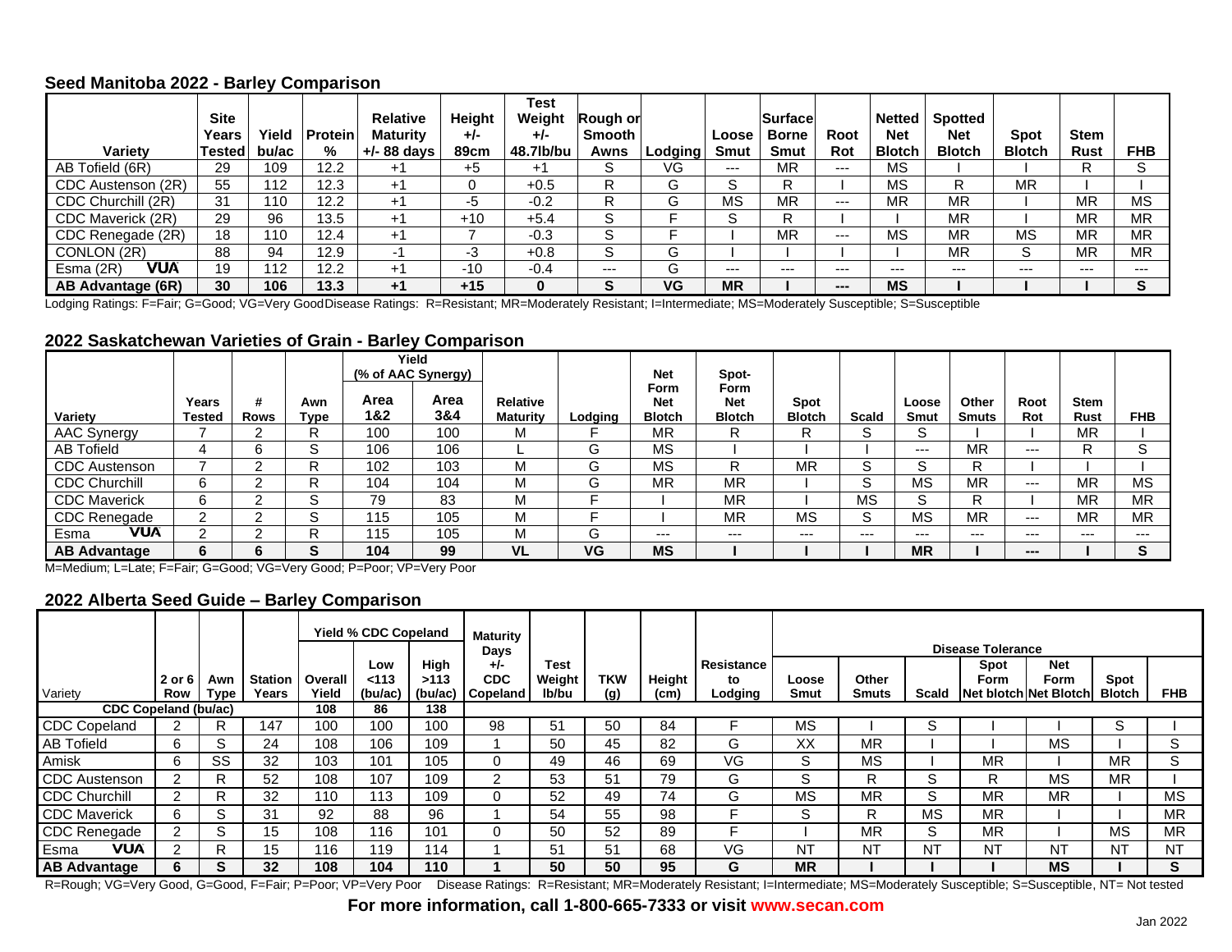## Seed Manitoba 2022 - Barley Comparison

| Variety | Site Years Tested | Yield bu/ac | Protein % | Relative Maturity +/- 88 days | Height +/- 89cm | Test Weight +/- 48.7lb/bu | Rough or Smooth Awns | Lodging | Loose Smut | Surface Borne Smut | Root Rot | Netted Net Blotch | Spotted Net Blotch | Spot Blotch | Stem Rust | FHB |
|---|---|---|---|---|---|---|---|---|---|---|---|---|---|---|---|---|
| AB Tofield (6R) | 29 | 109 | 12.2 | +1 | +5 | +1 | S | VG | --- | MR | --- | MS | I | I | R | S |
| CDC Austenson (2R) | 55 | 112 | 12.3 | +1 | 0 | +0.5 | R | G | S | R | I | MS | R | MR | I | I |
| CDC Churchill (2R) | 31 | 110 | 12.2 | +1 | -5 | -0.2 | R | G | MS | MR | --- | MR | MR | I | MR | MS |
| CDC Maverick (2R) | 29 | 96 | 13.5 | +1 | +10 | +5.4 | S | F | S | R | I | I | MR | I | MR | MR |
| CDC Renegade (2R) | 18 | 110 | 12.4 | +1 | 7 | -0.3 | S | F | I | MR | --- | MS | MR | MS | MR | MR |
| CONLON (2R) | 88 | 94 | 12.9 | -1 | -3 | +0.8 | S | G | I | I | I | I | MR | S | MR | MR |
| Esma (2R) VUA | 19 | 112 | 12.2 | +1 | -10 | -0.4 | --- | G | --- | --- | --- | --- | --- | --- | --- | --- |
| **AB Advantage (6R)** | **30** | **106** | **13.3** | **+1** | **+15** | **0** | **S** | **VG** | **MR** | **I** | **---** | **MS** | **I** | **I** | **I** | **S** |

Lodging Ratings: F=Fair; G=Good; VG=Very Good Disease Ratings: R=Resistant; MR=Moderately Resistant; I=Intermediate; MS=Moderately Susceptible; S=Susceptible

## 2022 Saskatchewan Varieties of Grain - Barley Comparison

| Variety | Years Tested | # Rows | Awn Type | Yield (% of AAC Synergy) Area 1&2 | Area 3&4 | Relative Maturity | Lodging | Net Form Net Blotch | Spot-Form Net Blotch | Spot Blotch | Scald | Loose Smut | Other Smuts | Root Rot | Stem Rust | FHB |
|---|---|---|---|---|---|---|---|---|---|---|---|---|---|---|---|---|
| AAC Synergy | 7 | 2 | R | 100 | 100 | M | F | MR | R | R | S | S | I | I | MR | I |
| AB Tofield | 4 | 6 | S | 106 | 106 | L | G | MS | I | I | I | --- | MR | --- | R | S |
| CDC Austenson | 7 | 2 | R | 102 | 103 | M | G | MS | R | MR | S | S | R | I | I | I |
| CDC Churchill | 6 | 2 | R | 104 | 104 | M | G | MR | MR | I | S | MS | MR | --- | MR | MS |
| CDC Maverick | 6 | 2 | S | 79 | 83 | M | F | I | MR | I | MS | S | R | I | MR | MR |
| CDC Renegade | 2 | 2 | S | 115 | 105 | M | F | I | MR | MS | S | MS | MR | --- | MR | MR |
| Esma VUA | 2 | 2 | R | 115 | 105 | M | G | --- | --- | --- | --- | --- | --- | --- | --- | --- |
| **AB Advantage** | **6** | **6** | **S** | **104** | **99** | **VL** | **VG** | **MS** | **I** | **I** | **I** | **MR** | **I** | **---** | **I** | **S** |

M=Medium; L=Late; F=Fair; G=Good; VG=Very Good; P=Poor; VP=Very Poor

## 2022 Alberta Seed Guide – Barley Comparison

| Variety | 2 or 6 Row | Awn Type | Station Years | Yield % CDC Copeland Overall Yield | Low <113 (bu/ac) | High >113 (bu/ac) | Maturity Days +/- CDC Copeland | Test Weight lb/bu | TKW (g) | Height (cm) | Resistance to Lodging | Disease Tolerance Loose Smut | Other Smuts | Scald | Spot Form Net blotch | Net Form Net Blotch | Spot Blotch | FHB |
|---|---|---|---|---|---|---|---|---|---|---|---|---|---|---|---|---|---|---|
| CDC Copeland (bu/ac) | | | | 108 | 86 | 138 | | | | | | | | | | | | |
| CDC Copeland | 2 | R | 147 | 100 | 100 | 100 | 98 | 51 | 50 | 84 | F | MS | I | S | I | I | S | I |
| AB Tofield | 6 | S | 24 | 108 | 106 | 109 | 1 | 50 | 45 | 82 | G | XX | MR | I | I | MS | I | S |
| Amisk | 6 | SS | 32 | 103 | 101 | 105 | 0 | 49 | 46 | 69 | VG | S | MS | I | MR | I | MR | S |
| CDC Austenson | 2 | R | 52 | 108 | 107 | 109 | 2 | 53 | 51 | 79 | G | S | R | S | R | MS | MR | I |
| CDC Churchill | 2 | R | 32 | 110 | 113 | 109 | 0 | 52 | 49 | 74 | G | MS | MR | S | MR | MR | I | MS |
| CDC Maverick | 6 | S | 31 | 92 | 88 | 96 | 1 | 54 | 55 | 98 | F | S | R | MS | MR | I | I | MR |
| CDC Renegade | 2 | S | 15 | 108 | 116 | 101 | 0 | 50 | 52 | 89 | F | I | MR | S | MR | I | MS | MR |
| Esma VUA | 2 | R | 15 | 116 | 119 | 114 | 1 | 51 | 51 | 68 | VG | NT | NT | NT | NT | NT | NT | NT |
| **AB Advantage** | **6** | **S** | **32** | **108** | **104** | **110** | **1** | **50** | **50** | **95** | **G** | **MR** | **I** | **I** | **I** | **MS** | **I** | **S** |

R=Rough; VG=Very Good, G=Good, F=Fair; P=Poor; VP=Very Poor Disease Ratings: R=Resistant; MR=Moderately Resistant; I=Intermediate; MS=Moderately Susceptible; S=Susceptible, NT= Not tested

**For more information, call 1-800-665-7333 or visit www.secan.com**

Jan 2022